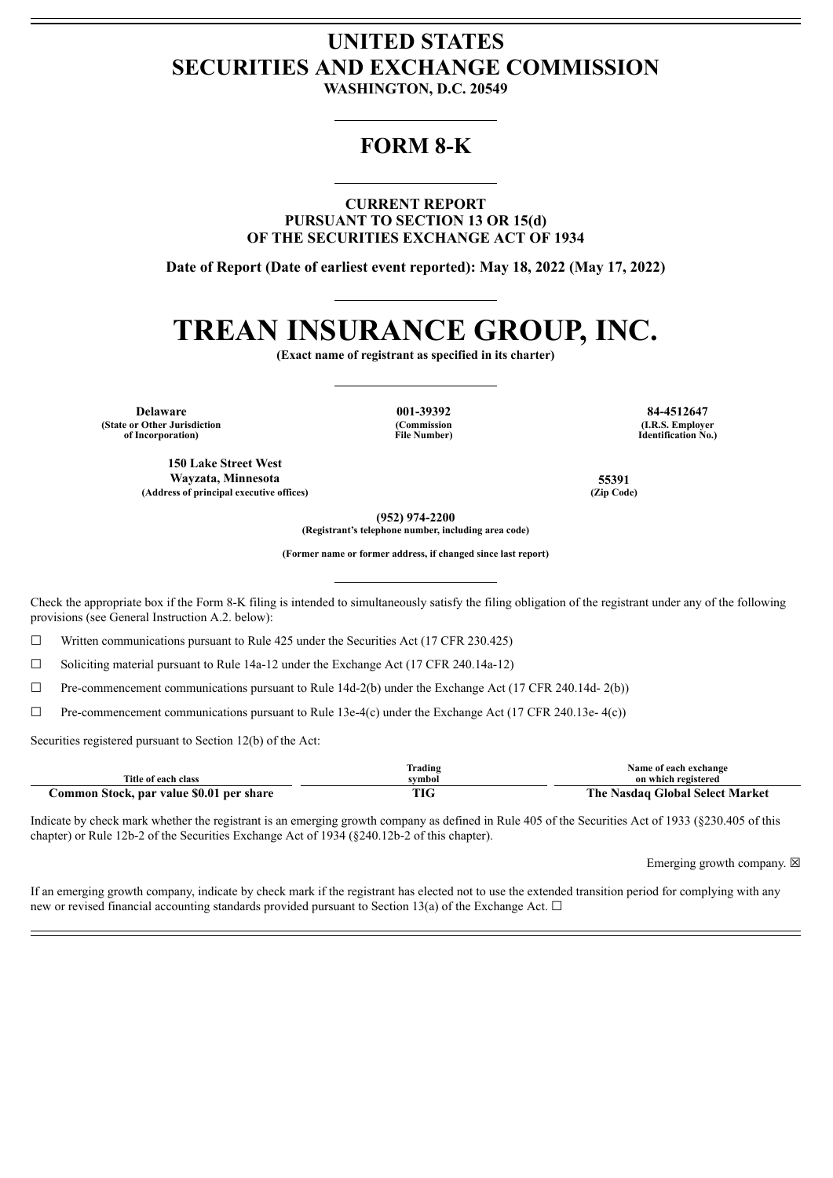# UNITED STATES SECURITIES AND EXCHANGE COMMISSION

**WASHINGTON, D.C. 20549**

## FORM 8-K

**CURRENT REPORT**
**PURSUANT TO SECTION 13 OR 15(d)**
**OF THE SECURITIES EXCHANGE ACT OF 1934**

**Date of Report (Date of earliest event reported): May 18, 2022 (May 17, 2022)**

# TREAN INSURANCE GROUP, INC.

**(Exact name of registrant as specified in its charter)**

| Delaware | 001-39392 | 84-4512647 |
|---|---|---|
| (State or Other Jurisdiction of Incorporation) | (Commission File Number) | (I.R.S. Employer Identification No.) |

| 150 Lake Street West Wayzata, Minnesota | 55391 |
|---|---|
| (Address of principal executive offices) | (Zip Code) |

**(952) 974-2200**
**(Registrant's telephone number, including area code)**

**(Former name or former address, if changed since last report)**

Check the appropriate box if the Form 8-K filing is intended to simultaneously satisfy the filing obligation of the registrant under any of the following provisions (see General Instruction A.2. below):

☐ Written communications pursuant to Rule 425 under the Securities Act (17 CFR 230.425)

☐ Soliciting material pursuant to Rule 14a-12 under the Exchange Act (17 CFR 240.14a-12)

☐ Pre-commencement communications pursuant to Rule 14d-2(b) under the Exchange Act (17 CFR 240.14d- 2(b))

☐ Pre-commencement communications pursuant to Rule 13e-4(c) under the Exchange Act (17 CFR 240.13e- 4(c))

Securities registered pursuant to Section 12(b) of the Act:

| Title of each class | Trading symbol | Name of each exchange on which registered |
|---|---|---|
| **Common Stock, par value $0.01 per share** | **TIG** | **The Nasdaq Global Select Market** |

Indicate by check mark whether the registrant is an emerging growth company as defined in Rule 405 of the Securities Act of 1933 (§230.405 of this chapter) or Rule 12b-2 of the Securities Exchange Act of 1934 (§240.12b-2 of this chapter).

Emerging growth company. ☒

If an emerging growth company, indicate by check mark if the registrant has elected not to use the extended transition period for complying with any new or revised financial accounting standards provided pursuant to Section 13(a) of the Exchange Act. ☐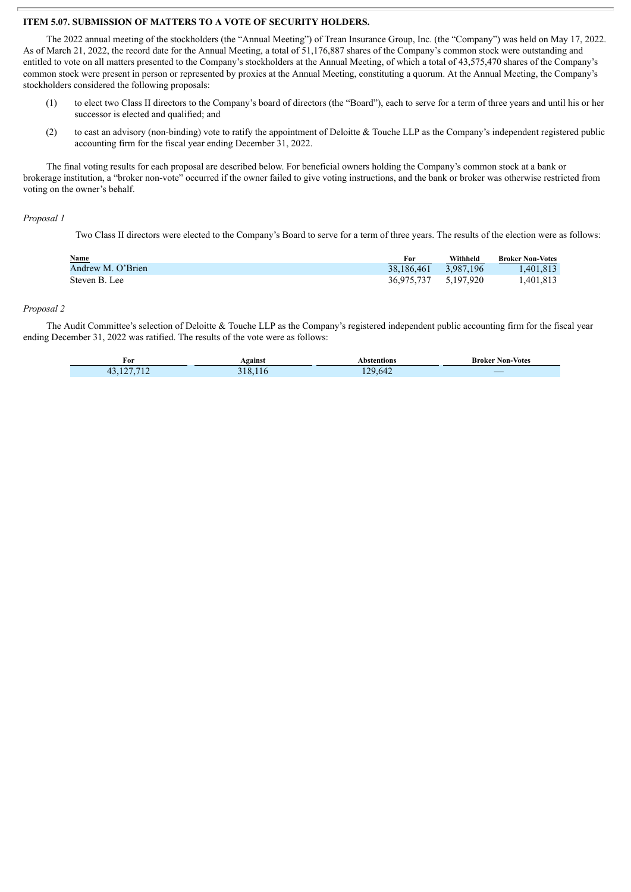## ITEM 5.07. SUBMISSION OF MATTERS TO A VOTE OF SECURITY HOLDERS.

The 2022 annual meeting of the stockholders (the "Annual Meeting") of Trean Insurance Group, Inc. (the "Company") was held on May 17, 2022. As of March 21, 2022, the record date for the Annual Meeting, a total of 51,176,887 shares of the Company's common stock were outstanding and entitled to vote on all matters presented to the Company's stockholders at the Annual Meeting, of which a total of 43,575,470 shares of the Company's common stock were present in person or represented by proxies at the Annual Meeting, constituting a quorum. At the Annual Meeting, the Company's stockholders considered the following proposals:

(1) to elect two Class II directors to the Company's board of directors (the "Board"), each to serve for a term of three years and until his or her successor is elected and qualified; and

(2) to cast an advisory (non-binding) vote to ratify the appointment of Deloitte & Touche LLP as the Company's independent registered public accounting firm for the fiscal year ending December 31, 2022.

The final voting results for each proposal are described below. For beneficial owners holding the Company's common stock at a bank or brokerage institution, a "broker non-vote" occurred if the owner failed to give voting instructions, and the bank or broker was otherwise restricted from voting on the owner's behalf.

*Proposal 1*

Two Class II directors were elected to the Company's Board to serve for a term of three years. The results of the election were as follows:

| Name | For | Withheld | Broker Non-Votes |
|---|---|---|---|
| Andrew M. O'Brien | 38,186,461 | 3,987,196 | 1,401,813 |
| Steven B. Lee | 36,975,737 | 5,197,920 | 1,401,813 |

*Proposal 2*

The Audit Committee's selection of Deloitte & Touche LLP as the Company's registered independent public accounting firm for the fiscal year ending December 31, 2022 was ratified. The results of the vote were as follows:

| For | Against | Abstentions | Broker Non-Votes |
|---|---|---|---|
| 43,127,712 | 318,116 | 129,642 | — |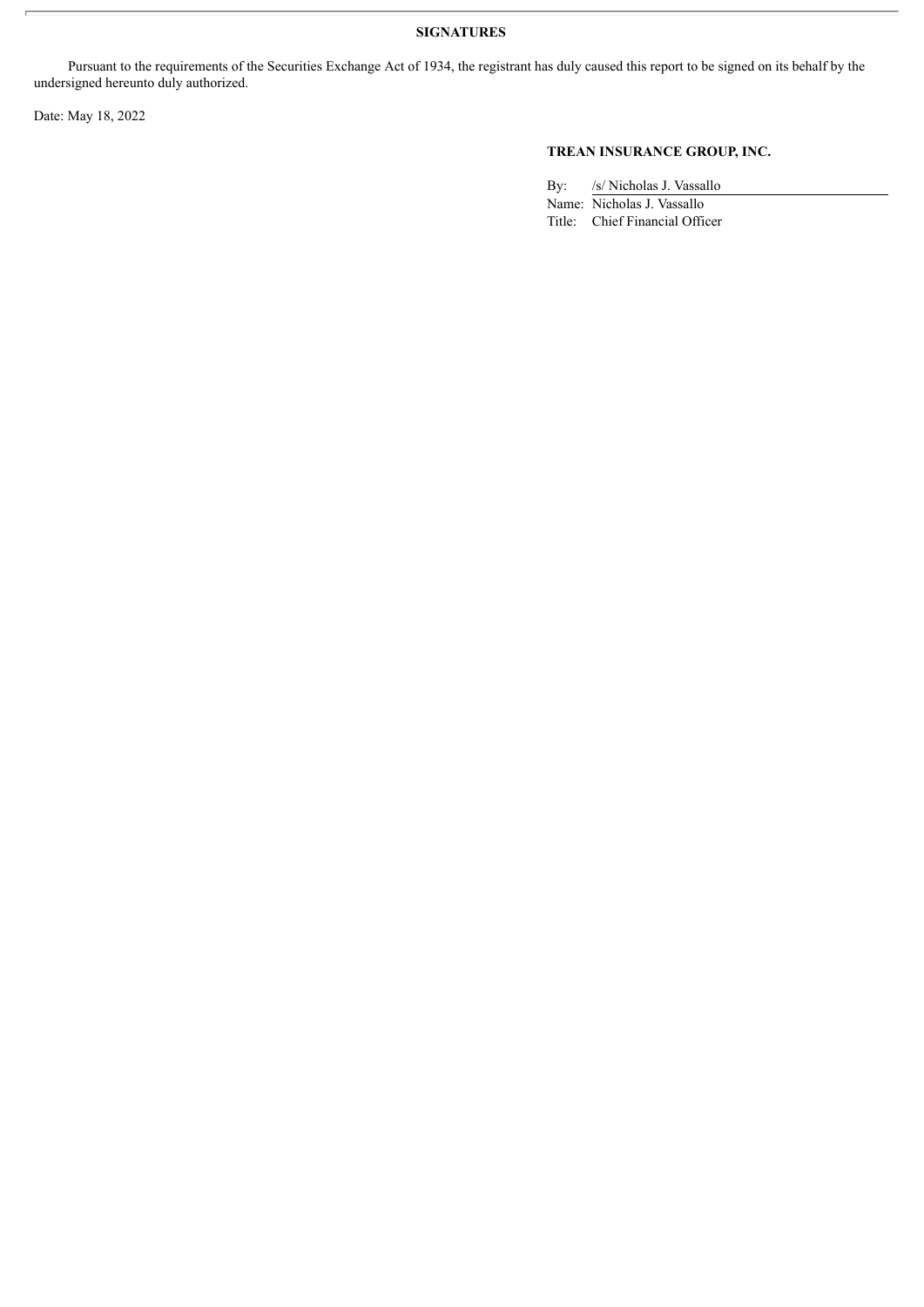## SIGNATURES

Pursuant to the requirements of the Securities Exchange Act of 1934, the registrant has duly caused this report to be signed on its behalf by the undersigned hereunto duly authorized.

Date: May 18, 2022

**TREAN INSURANCE GROUP, INC.**

| | |
|---|---|
| By: | /s/ Nicholas J. Vassallo |
| Name: | Nicholas J. Vassallo |
| Title: | Chief Financial Officer |